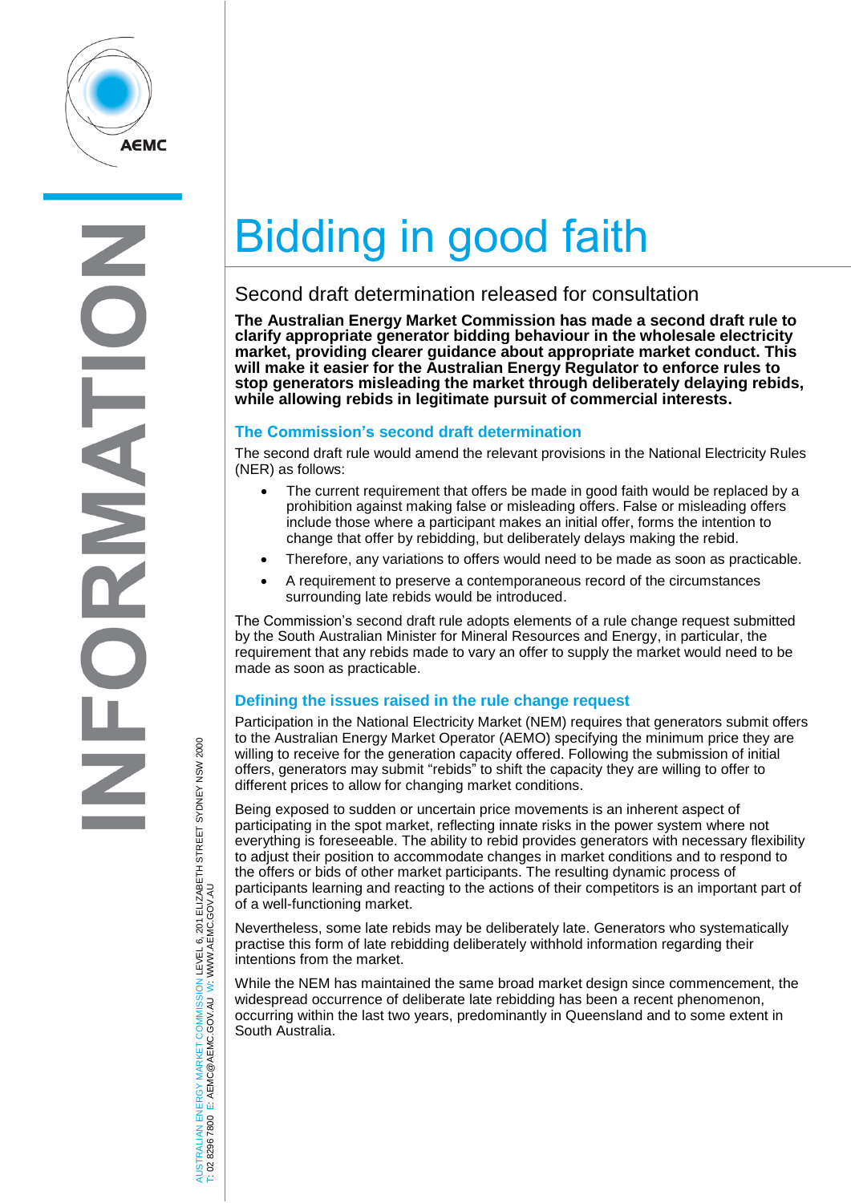# Bidding in good faith

## Second draft determination released for consultation

**The Australian Energy Market Commission has made a second draft rule to clarify appropriate generator bidding behaviour in the wholesale electricity market, providing clearer guidance about appropriate market conduct. This will make it easier for the Australian Energy Regulator to enforce rules to stop generators misleading the market through deliberately delaying rebids, while allowing rebids in legitimate pursuit of commercial interests.**

### The Commission's second draft determination

The second draft rule would amend the relevant provisions in the National Electricity Rules (NER) as follows:

- The current requirement that offers be made in good faith would be replaced by a prohibition against making false or misleading offers. False or misleading offers include those where a participant makes an initial offer, forms the intention to change that offer by rebidding, but deliberately delays making the rebid.
- Therefore, any variations to offers would need to be made as soon as practicable.
- A requirement to preserve a contemporaneous record of the circumstances surrounding late rebids would be introduced.

The Commission's second draft rule adopts elements of a rule change request submitted by the South Australian Minister for Mineral Resources and Energy, in particular, the requirement that any rebids made to vary an offer to supply the market would need to be made as soon as practicable.

### Defining the issues raised in the rule change request

Participation in the National Electricity Market (NEM) requires that generators submit offers to the Australian Energy Market Operator (AEMO) specifying the minimum price they are willing to receive for the generation capacity offered. Following the submission of initial offers, generators may submit "rebids" to shift the capacity they are willing to offer to different prices to allow for changing market conditions.

Being exposed to sudden or uncertain price movements is an inherent aspect of participating in the spot market, reflecting innate risks in the power system where not everything is foreseeable. The ability to rebid provides generators with necessary flexibility to adjust their position to accommodate changes in market conditions and to respond to the offers or bids of other market participants. The resulting dynamic process of participants learning and reacting to the actions of their competitors is an important part of of a well-functioning market.

Nevertheless, some late rebids may be deliberately late. Generators who systematically practise this form of late rebidding deliberately withhold information regarding their intentions from the market.

While the NEM has maintained the same broad market design since commencement, the widespread occurrence of deliberate late rebidding has been a recent phenomenon, occurring within the last two years, predominantly in Queensland and to some extent in South Australia.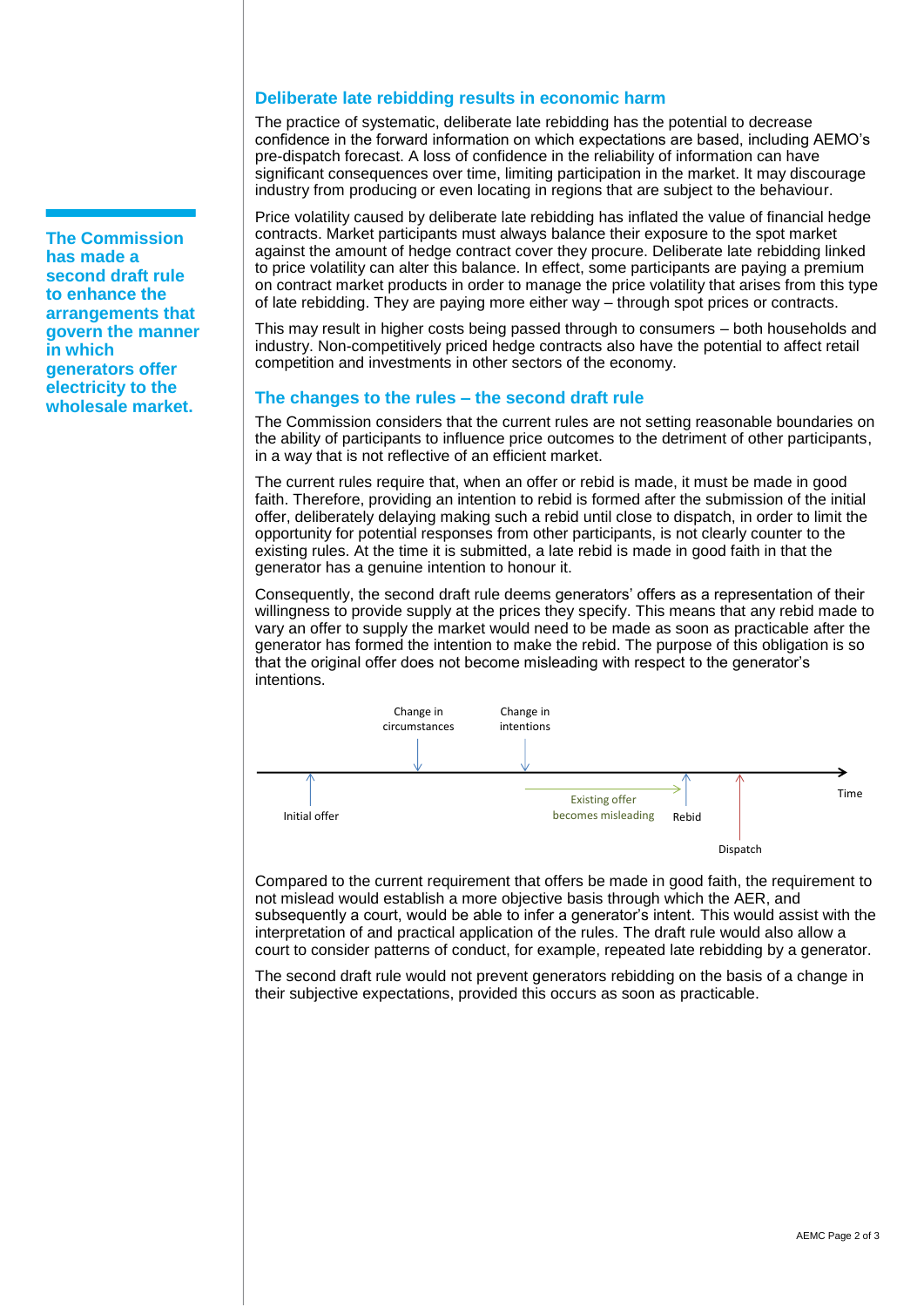> **The Commission has made a second draft rule to enhance the arrangements that govern the manner in which generators offer electricity to the wholesale market.**

## Deliberate late rebidding results in economic harm

The practice of systematic, deliberate late rebidding has the potential to decrease confidence in the forward information on which expectations are based, including AEMO's pre-dispatch forecast. A loss of confidence in the reliability of information can have significant consequences over time, limiting participation in the market. It may discourage industry from producing or even locating in regions that are subject to the behaviour.

Price volatility caused by deliberate late rebidding has inflated the value of financial hedge contracts. Market participants must always balance their exposure to the spot market against the amount of hedge contract cover they procure. Deliberate late rebidding linked to price volatility can alter this balance. In effect, some participants are paying a premium on contract market products in order to manage the price volatility that arises from this type of late rebidding. They are paying more either way – through spot prices or contracts.

This may result in higher costs being passed through to consumers – both households and industry. Non-competitively priced hedge contracts also have the potential to affect retail competition and investments in other sectors of the economy.

## The changes to the rules – the second draft rule

The Commission considers that the current rules are not setting reasonable boundaries on the ability of participants to influence price outcomes to the detriment of other participants, in a way that is not reflective of an efficient market.

The current rules require that, when an offer or rebid is made, it must be made in good faith. Therefore, providing an intention to rebid is formed after the submission of the initial offer, deliberately delaying making such a rebid until close to dispatch, in order to limit the opportunity for potential responses from other participants, is not clearly counter to the existing rules. At the time it is submitted, a late rebid is made in good faith in that the generator has a genuine intention to honour it.

Consequently, the second draft rule deems generators' offers as a representation of their willingness to provide supply at the prices they specify. This means that any rebid made to vary an offer to supply the market would need to be made as soon as practicable after the generator has formed the intention to make the rebid. The purpose of this obligation is so that the original offer does not become misleading with respect to the generator's intentions.

Initial offer → Change in circumstances → Change in intentions → Existing offer becomes misleading → Rebid → Dispatch → Time

Compared to the current requirement that offers be made in good faith, the requirement to not mislead would establish a more objective basis through which the AER, and subsequently a court, would be able to infer a generator's intent. This would assist with the interpretation of and practical application of the rules. The draft rule would also allow a court to consider patterns of conduct, for example, repeated late rebidding by a generator.

The second draft rule would not prevent generators rebidding on the basis of a change in their subjective expectations, provided this occurs as soon as practicable.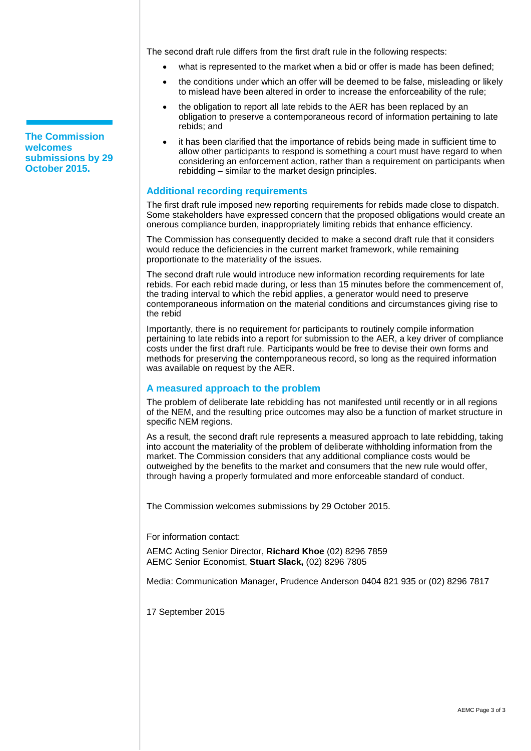The Commission welcomes submissions by 29 October 2015.

The second draft rule differs from the first draft rule in the following respects:

- what is represented to the market when a bid or offer is made has been defined;
- the conditions under which an offer will be deemed to be false, misleading or likely to mislead have been altered in order to increase the enforceability of the rule;
- the obligation to report all late rebids to the AER has been replaced by an obligation to preserve a contemporaneous record of information pertaining to late rebids; and
- it has been clarified that the importance of rebids being made in sufficient time to allow other participants to respond is something a court must have regard to when considering an enforcement action, rather than a requirement on participants when rebidding – similar to the market design principles.

## Additional recording requirements

The first draft rule imposed new reporting requirements for rebids made close to dispatch. Some stakeholders have expressed concern that the proposed obligations would create an onerous compliance burden, inappropriately limiting rebids that enhance efficiency.

The Commission has consequently decided to make a second draft rule that it considers would reduce the deficiencies in the current market framework, while remaining proportionate to the materiality of the issues.

The second draft rule would introduce new information recording requirements for late rebids. For each rebid made during, or less than 15 minutes before the commencement of, the trading interval to which the rebid applies, a generator would need to preserve contemporaneous information on the material conditions and circumstances giving rise to the rebid

Importantly, there is no requirement for participants to routinely compile information pertaining to late rebids into a report for submission to the AER, a key driver of compliance costs under the first draft rule. Participants would be free to devise their own forms and methods for preserving the contemporaneous record, so long as the required information was available on request by the AER.

## A measured approach to the problem

The problem of deliberate late rebidding has not manifested until recently or in all regions of the NEM, and the resulting price outcomes may also be a function of market structure in specific NEM regions.

As a result, the second draft rule represents a measured approach to late rebidding, taking into account the materiality of the problem of deliberate withholding information from the market. The Commission considers that any additional compliance costs would be outweighed by the benefits to the market and consumers that the new rule would offer, through having a properly formulated and more enforceable standard of conduct.

The Commission welcomes submissions by 29 October 2015.

For information contact:

AEMC Acting Senior Director, **Richard Khoe** (02) 8296 7859
AEMC Senior Economist, **Stuart Slack,** (02) 8296 7805

Media: Communication Manager, Prudence Anderson 0404 821 935 or (02) 8296 7817

17 September 2015